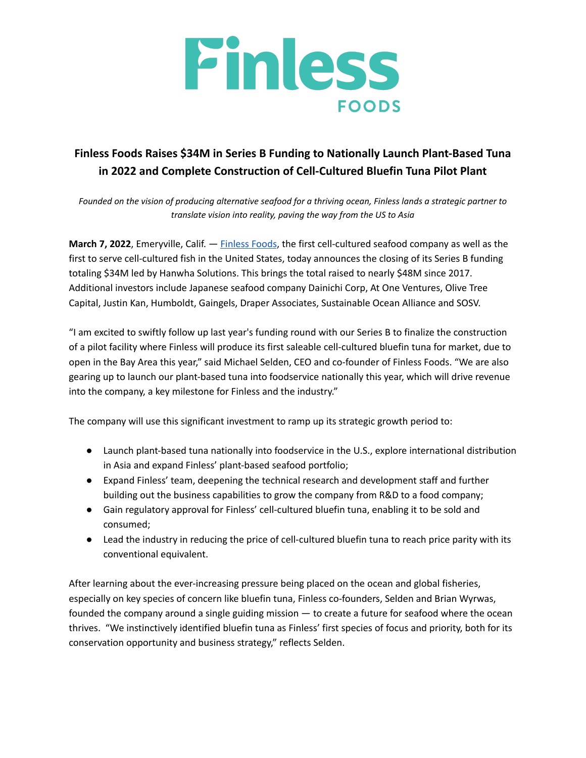# Finless Foods

## Finless Foods Raises $34M in Series B Funding to Nationally Launch Plant-Based Tuna in 2022 and Complete Construction of Cell-Cultured Bluefin Tuna Pilot Plant

*Founded on the vision of producing alternative seafood for a thriving ocean, Finless lands a strategic partner to translate vision into reality, paving the way from the US to Asia*

**March 7, 2022**, Emeryville, Calif. — Finless Foods, the first cell-cultured seafood company as well as the first to serve cell-cultured fish in the United States, today announces the closing of its Series B funding totaling $34M led by Hanwha Solutions. This brings the total raised to nearly $48M since 2017. Additional investors include Japanese seafood company Dainichi Corp, At One Ventures, Olive Tree Capital, Justin Kan, Humboldt, Gaingels, Draper Associates, Sustainable Ocean Alliance and SOSV.

"I am excited to swiftly follow up last year's funding round with our Series B to finalize the construction of a pilot facility where Finless will produce its first saleable cell-cultured bluefin tuna for market, due to open in the Bay Area this year," said Michael Selden, CEO and co-founder of Finless Foods. "We are also gearing up to launch our plant-based tuna into foodservice nationally this year, which will drive revenue into the company, a key milestone for Finless and the industry."

The company will use this significant investment to ramp up its strategic growth period to:

- Launch plant-based tuna nationally into foodservice in the U.S., explore international distribution in Asia and expand Finless' plant-based seafood portfolio;
- Expand Finless' team, deepening the technical research and development staff and further building out the business capabilities to grow the company from R&D to a food company;
- Gain regulatory approval for Finless' cell-cultured bluefin tuna, enabling it to be sold and consumed;
- Lead the industry in reducing the price of cell-cultured bluefin tuna to reach price parity with its conventional equivalent.

After learning about the ever-increasing pressure being placed on the ocean and global fisheries, especially on key species of concern like bluefin tuna, Finless co-founders, Selden and Brian Wyrwas, founded the company around a single guiding mission — to create a future for seafood where the ocean thrives. "We instinctively identified bluefin tuna as Finless' first species of focus and priority, both for its conservation opportunity and business strategy," reflects Selden.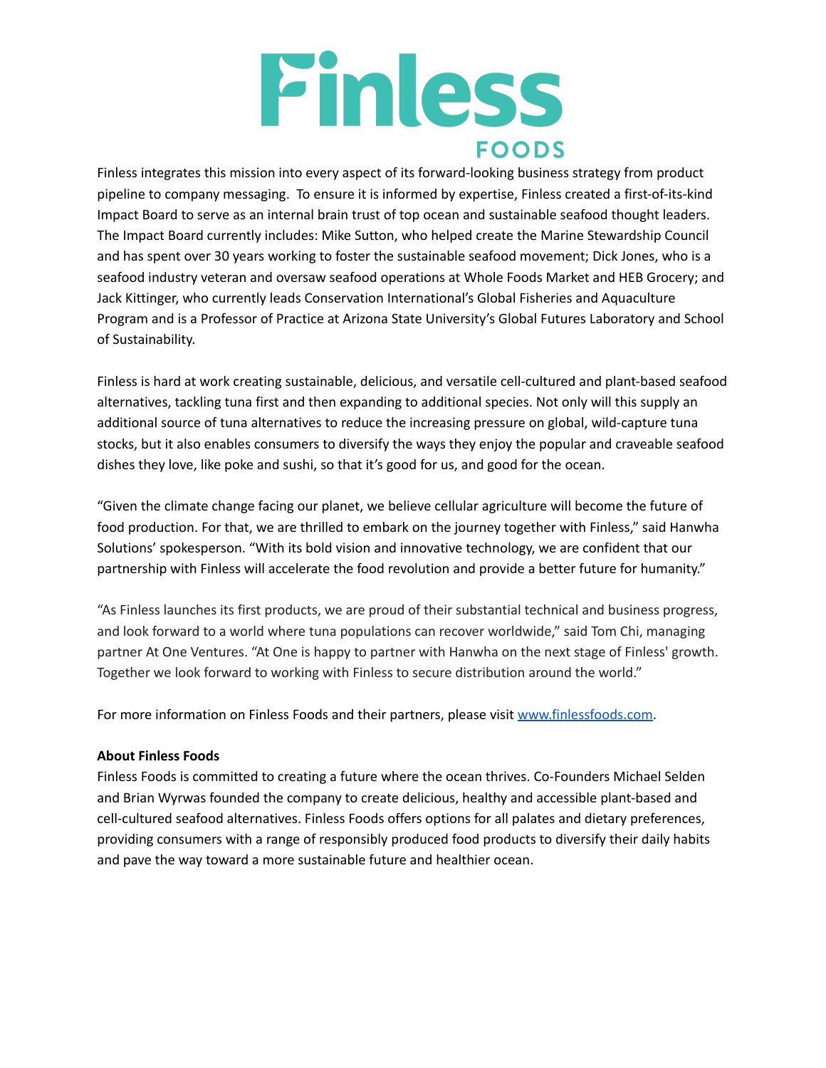Finless integrates this mission into every aspect of its forward-looking business strategy from product pipeline to company messaging. To ensure it is informed by expertise, Finless created a first-of-its-kind Impact Board to serve as an internal brain trust of top ocean and sustainable seafood thought leaders. The Impact Board currently includes: Mike Sutton, who helped create the Marine Stewardship Council and has spent over 30 years working to foster the sustainable seafood movement; Dick Jones, who is a seafood industry veteran and oversaw seafood operations at Whole Foods Market and HEB Grocery; and Jack Kittinger, who currently leads Conservation International's Global Fisheries and Aquaculture Program and is a Professor of Practice at Arizona State University's Global Futures Laboratory and School of Sustainability.

Finless is hard at work creating sustainable, delicious, and versatile cell-cultured and plant-based seafood alternatives, tackling tuna first and then expanding to additional species. Not only will this supply an additional source of tuna alternatives to reduce the increasing pressure on global, wild-capture tuna stocks, but it also enables consumers to diversify the ways they enjoy the popular and craveable seafood dishes they love, like poke and sushi, so that it's good for us, and good for the ocean.

"Given the climate change facing our planet, we believe cellular agriculture will become the future of food production. For that, we are thrilled to embark on the journey together with Finless," said Hanwha Solutions' spokesperson. "With its bold vision and innovative technology, we are confident that our partnership with Finless will accelerate the food revolution and provide a better future for humanity."

"As Finless launches its first products, we are proud of their substantial technical and business progress, and look forward to a world where tuna populations can recover worldwide," said Tom Chi, managing partner At One Ventures. "At One is happy to partner with Hanwha on the next stage of Finless' growth. Together we look forward to working with Finless to secure distribution around the world."

For more information on Finless Foods and their partners, please visit [www.finlessfoods.com](http://www.finlessfoods.com).

**About Finless Foods**

Finless Foods is committed to creating a future where the ocean thrives. Co-Founders Michael Selden and Brian Wyrwas founded the company to create delicious, healthy and accessible plant-based and cell-cultured seafood alternatives. Finless Foods offers options for all palates and dietary preferences, providing consumers with a range of responsibly produced food products to diversify their daily habits and pave the way toward a more sustainable future and healthier ocean.